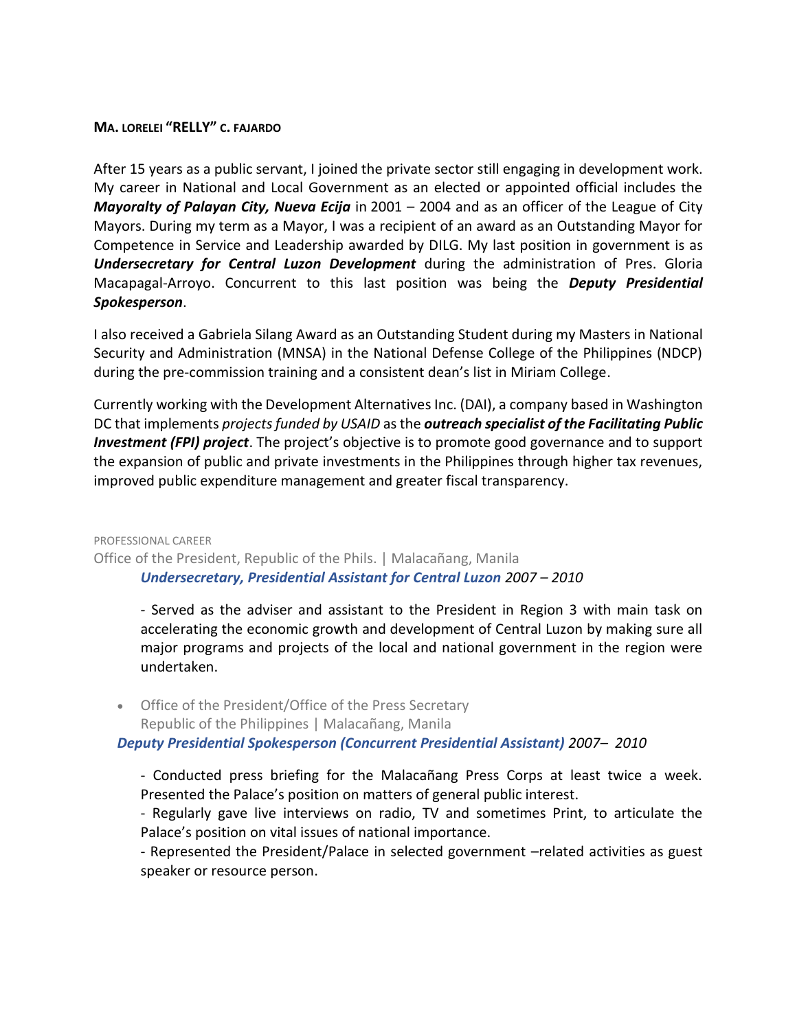**MA. LORELEI "RELLY" C. FAJARDO**

After 15 years as a public servant, I joined the private sector still engaging in development work. My career in National and Local Government as an elected or appointed official includes the ***Mayoralty of Palayan City, Nueva Ecija*** in 2001 – 2004 and as an officer of the League of City Mayors. During my term as a Mayor, I was a recipient of an award as an Outstanding Mayor for Competence in Service and Leadership awarded by DILG. My last position in government is as ***Undersecretary for Central Luzon Development*** during the administration of Pres. Gloria Macapagal-Arroyo. Concurrent to this last position was being the ***Deputy Presidential Spokesperson***.

I also received a Gabriela Silang Award as an Outstanding Student during my Masters in National Security and Administration (MNSA) in the National Defense College of the Philippines (NDCP) during the pre-commission training and a consistent dean's list in Miriam College.

Currently working with the Development Alternatives Inc. (DAI), a company based in Washington DC that implements *projects funded by USAID* as the ***outreach specialist of the Facilitating Public Investment (FPI) project***. The project's objective is to promote good governance and to support the expansion of public and private investments in the Philippines through higher tax revenues, improved public expenditure management and greater fiscal transparency.

## PROFESSIONAL CAREER

Office of the President, Republic of the Phils. | Malacañang, Manila

***Undersecretary, Presidential Assistant for Central Luzon*** *2007 – 2010*

- Served as the adviser and assistant to the President in Region 3 with main task on accelerating the economic growth and development of Central Luzon by making sure all major programs and projects of the local and national government in the region were undertaken.

- Office of the President/Office of the Press Secretary
  Republic of the Philippines | Malacañang, Manila

***Deputy Presidential Spokesperson (Concurrent Presidential Assistant)*** *2007– 2010*

- Conducted press briefing for the Malacañang Press Corps at least twice a week. Presented the Palace's position on matters of general public interest.
- Regularly gave live interviews on radio, TV and sometimes Print, to articulate the Palace's position on vital issues of national importance.
- Represented the President/Palace in selected government –related activities as guest speaker or resource person.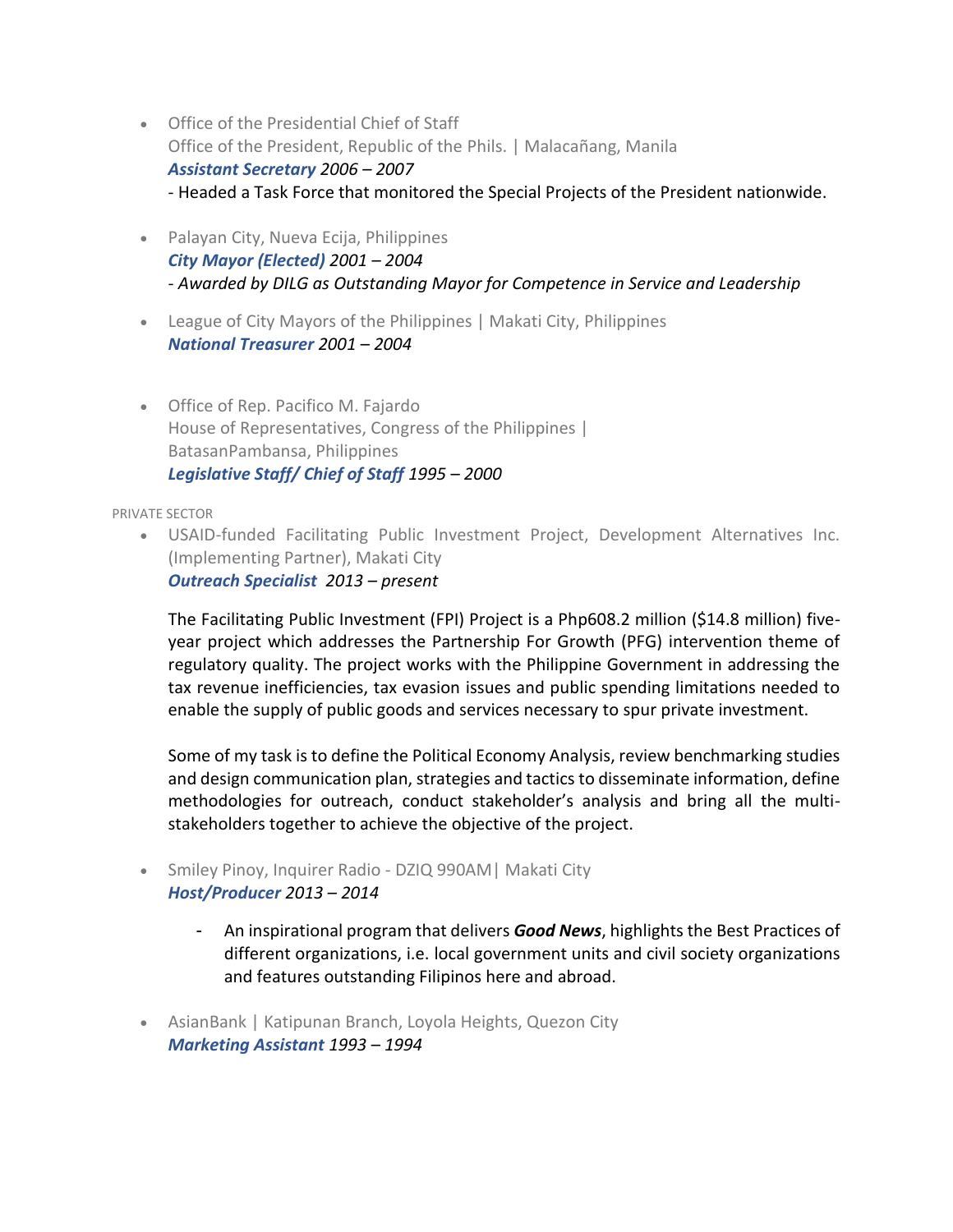- Office of the Presidential Chief of Staff
  Office of the President, Republic of the Phils. | Malacañang, Manila
  ***Assistant Secretary*** *2006 – 2007*
  - Headed a Task Force that monitored the Special Projects of the President nationwide.

- Palayan City, Nueva Ecija, Philippines
  ***City Mayor (Elected)*** *2001 – 2004*
  *- Awarded by DILG as Outstanding Mayor for Competence in Service and Leadership*

- League of City Mayors of the Philippines | Makati City, Philippines
  ***National Treasurer*** *2001 – 2004*

- Office of Rep. Pacifico M. Fajardo
  House of Representatives, Congress of the Philippines |
  BatasanPambansa, Philippines
  ***Legislative Staff/ Chief of Staff*** *1995 – 2000*

PRIVATE SECTOR

- USAID-funded Facilitating Public Investment Project, Development Alternatives Inc. (Implementing Partner), Makati City
  ***Outreach Specialist*** *2013 – present*

  The Facilitating Public Investment (FPI) Project is a Php608.2 million ($14.8 million) five-year project which addresses the Partnership For Growth (PFG) intervention theme of regulatory quality. The project works with the Philippine Government in addressing the tax revenue inefficiencies, tax evasion issues and public spending limitations needed to enable the supply of public goods and services necessary to spur private investment.

  Some of my task is to define the Political Economy Analysis, review benchmarking studies and design communication plan, strategies and tactics to disseminate information, define methodologies for outreach, conduct stakeholder's analysis and bring all the multi-stakeholders together to achieve the objective of the project.

- Smiley Pinoy, Inquirer Radio - DZIQ 990AM| Makati City
  ***Host/Producer*** *2013 – 2014*

  - An inspirational program that delivers ***Good News***, highlights the Best Practices of different organizations, i.e. local government units and civil society organizations and features outstanding Filipinos here and abroad.

- AsianBank | Katipunan Branch, Loyola Heights, Quezon City
  ***Marketing Assistant*** *1993 – 1994*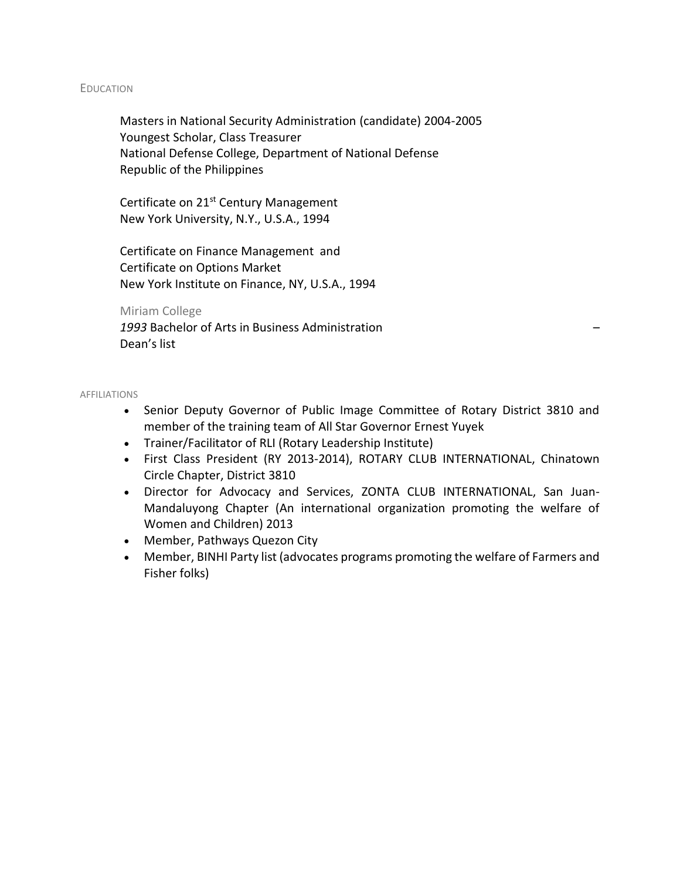## EDUCATION

Masters in National Security Administration (candidate) 2004-2005
Youngest Scholar, Class Treasurer
National Defense College, Department of National Defense
Republic of the Philippines

Certificate on 21st Century Management
New York University, N.Y., U.S.A., 1994

Certificate on Finance Management and
Certificate on Options Market
New York Institute on Finance, NY, U.S.A., 1994

Miriam College
*1993* Bachelor of Arts in Business Administration –
Dean's list

## AFFILIATIONS

- Senior Deputy Governor of Public Image Committee of Rotary District 3810 and member of the training team of All Star Governor Ernest Yuyek
- Trainer/Facilitator of RLI (Rotary Leadership Institute)
- First Class President (RY 2013-2014), ROTARY CLUB INTERNATIONAL, Chinatown Circle Chapter, District 3810
- Director for Advocacy and Services, ZONTA CLUB INTERNATIONAL, San Juan-Mandaluyong Chapter (An international organization promoting the welfare of Women and Children) 2013
- Member, Pathways Quezon City
- Member, BINHI Party list (advocates programs promoting the welfare of Farmers and Fisher folks)